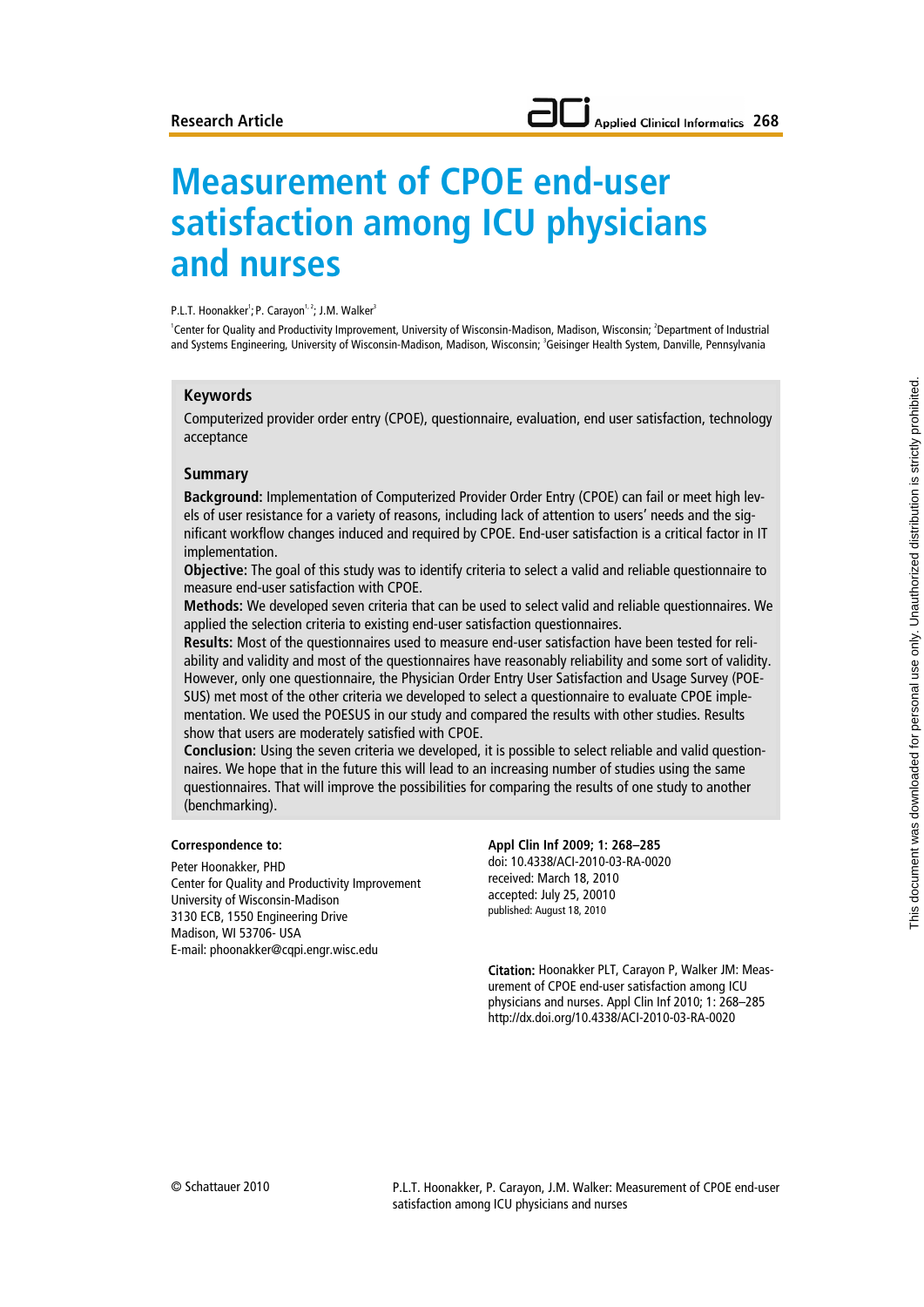Research Article

# Measurement of CPOE end-user satisfaction among ICU physicians and nurses

P.L.T. Hoonakker[1]; P. Carayon[1,2]; J.M. Walker[3]

[1]Center for Quality and Productivity Improvement, University of Wisconsin-Madison, Madison, Wisconsin; [2]Department of Industrial and Systems Engineering, University of Wisconsin-Madison, Madison, Wisconsin; [3]Geisinger Health System, Danville, Pennsylvania

## Keywords

Computerized provider order entry (CPOE), questionnaire, evaluation, end user satisfaction, technology acceptance

## Summary

**Background:** Implementation of Computerized Provider Order Entry (CPOE) can fail or meet high levels of user resistance for a variety of reasons, including lack of attention to users' needs and the significant workflow changes induced and required by CPOE. End-user satisfaction is a critical factor in IT implementation.

**Objective:** The goal of this study was to identify criteria to select a valid and reliable questionnaire to measure end-user satisfaction with CPOE.

**Methods:** We developed seven criteria that can be used to select valid and reliable questionnaires. We applied the selection criteria to existing end-user satisfaction questionnaires.

**Results:** Most of the questionnaires used to measure end-user satisfaction have been tested for reliability and validity and most of the questionnaires have reasonably reliability and some sort of validity. However, only one questionnaire, the Physician Order Entry User Satisfaction and Usage Survey (POESUS) met most of the other criteria we developed to select a questionnaire to evaluate CPOE implementation. We used the POESUS in our study and compared the results with other studies. Results show that users are moderately satisfied with CPOE.

**Conclusion:** Using the seven criteria we developed, it is possible to select reliable and valid questionnaires. We hope that in the future this will lead to an increasing number of studies using the same questionnaires. That will improve the possibilities for comparing the results of one study to another (benchmarking).

**Correspondence to:**

Peter Hoonakker, PHD
Center for Quality and Productivity Improvement
University of Wisconsin-Madison
3130 ECB, 1550 Engineering Drive
Madison, WI 53706- USA
E-mail: phoonakker@cqpi.engr.wisc.edu

**Appl Clin Inf 2009; 1: 268–285**
doi: 10.4338/ACI-2010-03-RA-0020
received: March 18, 2010
accepted: July 25, 20010
published: August 18, 2010

**Citation:** Hoonakker PLT, Carayon P, Walker JM: Measurement of CPOE end-user satisfaction among ICU physicians and nurses. Appl Clin Inf 2010; 1: 268–285 http://dx.doi.org/10.4338/ACI-2010-03-RA-0020

© Schattauer 2010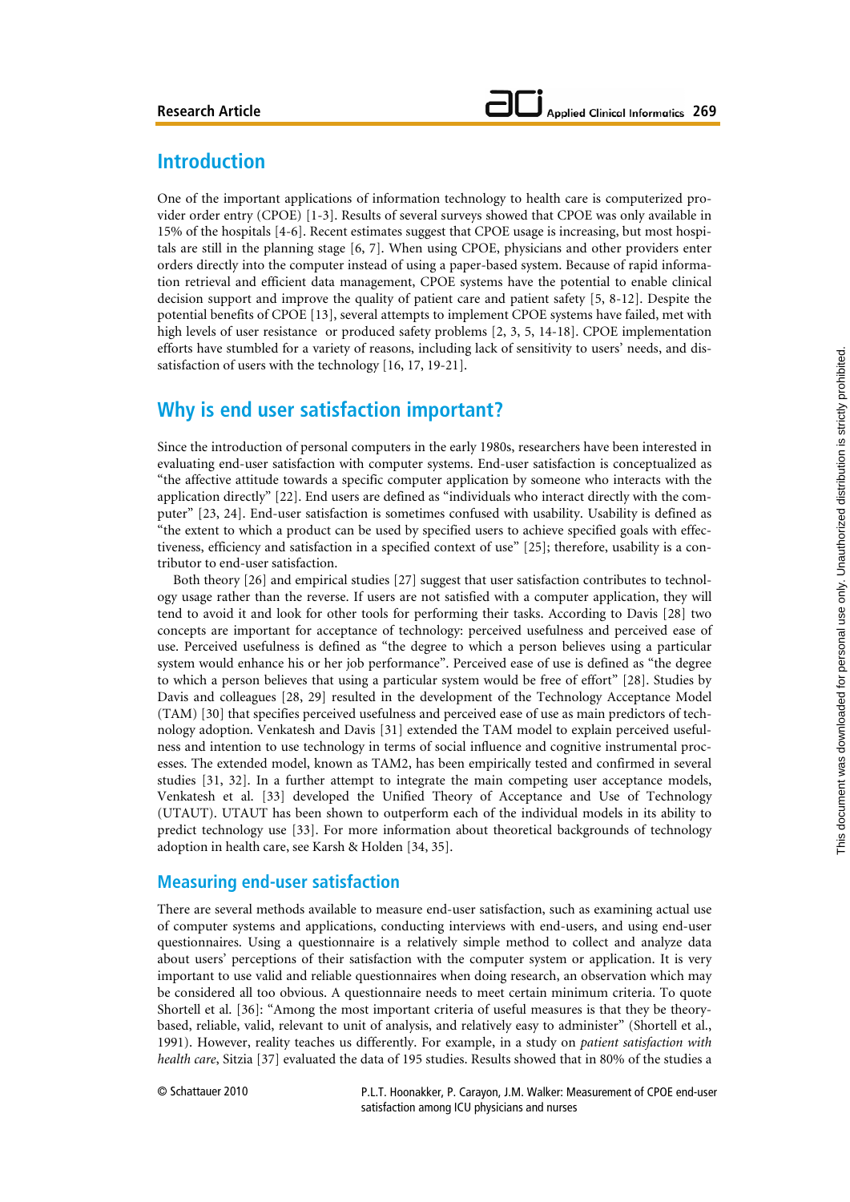## Introduction

One of the important applications of information technology to health care is computerized provider order entry (CPOE) [1-3]. Results of several surveys showed that CPOE was only available in 15% of the hospitals [4-6]. Recent estimates suggest that CPOE usage is increasing, but most hospitals are still in the planning stage [6, 7]. When using CPOE, physicians and other providers enter orders directly into the computer instead of using a paper-based system. Because of rapid information retrieval and efficient data management, CPOE systems have the potential to enable clinical decision support and improve the quality of patient care and patient safety [5, 8-12]. Despite the potential benefits of CPOE [13], several attempts to implement CPOE systems have failed, met with high levels of user resistance or produced safety problems [2, 3, 5, 14-18]. CPOE implementation efforts have stumbled for a variety of reasons, including lack of sensitivity to users' needs, and dissatisfaction of users with the technology [16, 17, 19-21].

## Why is end user satisfaction important?

Since the introduction of personal computers in the early 1980s, researchers have been interested in evaluating end-user satisfaction with computer systems. End-user satisfaction is conceptualized as "the affective attitude towards a specific computer application by someone who interacts with the application directly" [22]. End users are defined as "individuals who interact directly with the computer" [23, 24]. End-user satisfaction is sometimes confused with usability. Usability is defined as "the extent to which a product can be used by specified users to achieve specified goals with effectiveness, efficiency and satisfaction in a specified context of use" [25]; therefore, usability is a contributor to end-user satisfaction.

Both theory [26] and empirical studies [27] suggest that user satisfaction contributes to technology usage rather than the reverse. If users are not satisfied with a computer application, they will tend to avoid it and look for other tools for performing their tasks. According to Davis [28] two concepts are important for acceptance of technology: perceived usefulness and perceived ease of use. Perceived usefulness is defined as "the degree to which a person believes using a particular system would enhance his or her job performance". Perceived ease of use is defined as "the degree to which a person believes that using a particular system would be free of effort" [28]. Studies by Davis and colleagues [28, 29] resulted in the development of the Technology Acceptance Model (TAM) [30] that specifies perceived usefulness and perceived ease of use as main predictors of technology adoption. Venkatesh and Davis [31] extended the TAM model to explain perceived usefulness and intention to use technology in terms of social influence and cognitive instrumental processes. The extended model, known as TAM2, has been empirically tested and confirmed in several studies [31, 32]. In a further attempt to integrate the main competing user acceptance models, Venkatesh et al. [33] developed the Unified Theory of Acceptance and Use of Technology (UTAUT). UTAUT has been shown to outperform each of the individual models in its ability to predict technology use [33]. For more information about theoretical backgrounds of technology adoption in health care, see Karsh & Holden [34, 35].

### Measuring end-user satisfaction

There are several methods available to measure end-user satisfaction, such as examining actual use of computer systems and applications, conducting interviews with end-users, and using end-user questionnaires. Using a questionnaire is a relatively simple method to collect and analyze data about users' perceptions of their satisfaction with the computer system or application. It is very important to use valid and reliable questionnaires when doing research, an observation which may be considered all too obvious. A questionnaire needs to meet certain minimum criteria. To quote Shortell et al. [36]: "Among the most important criteria of useful measures is that they be theory-based, reliable, valid, relevant to unit of analysis, and relatively easy to administer" (Shortell et al., 1991). However, reality teaches us differently. For example, in a study on *patient satisfaction with health care*, Sitzia [37] evaluated the data of 195 studies. Results showed that in 80% of the studies a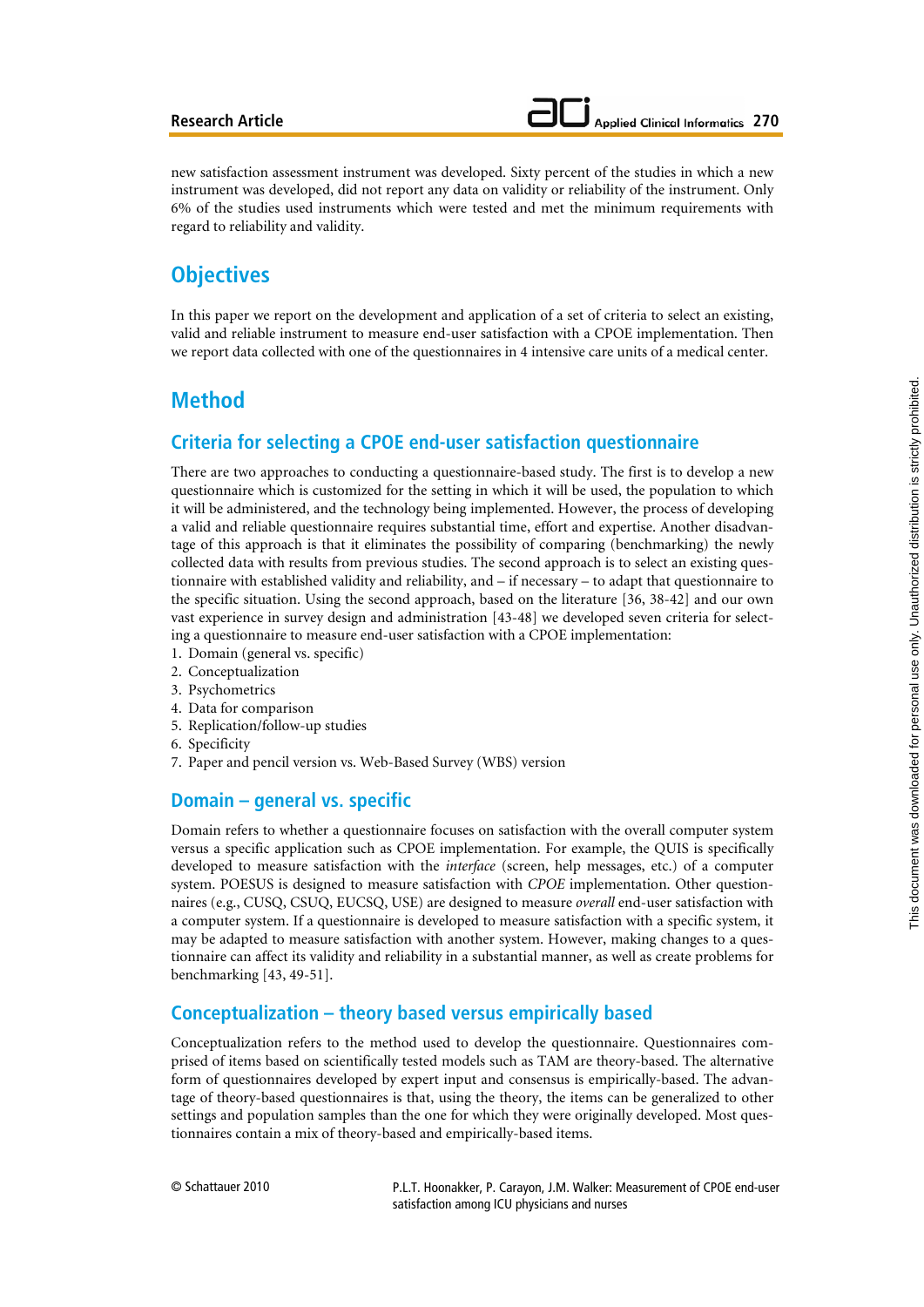new satisfaction assessment instrument was developed. Sixty percent of the studies in which a new instrument was developed, did not report any data on validity or reliability of the instrument. Only 6% of the studies used instruments which were tested and met the minimum requirements with regard to reliability and validity.

## Objectives

In this paper we report on the development and application of a set of criteria to select an existing, valid and reliable instrument to measure end-user satisfaction with a CPOE implementation. Then we report data collected with one of the questionnaires in 4 intensive care units of a medical center.

## Method

### Criteria for selecting a CPOE end-user satisfaction questionnaire

There are two approaches to conducting a questionnaire-based study. The first is to develop a new questionnaire which is customized for the setting in which it will be used, the population to which it will be administered, and the technology being implemented. However, the process of developing a valid and reliable questionnaire requires substantial time, effort and expertise. Another disadvantage of this approach is that it eliminates the possibility of comparing (benchmarking) the newly collected data with results from previous studies. The second approach is to select an existing questionnaire with established validity and reliability, and – if necessary – to adapt that questionnaire to the specific situation. Using the second approach, based on the literature [36, 38-42] and our own vast experience in survey design and administration [43-48] we developed seven criteria for selecting a questionnaire to measure end-user satisfaction with a CPOE implementation:

1. Domain (general vs. specific)
2. Conceptualization
3. Psychometrics
4. Data for comparison
5. Replication/follow-up studies
6. Specificity
7. Paper and pencil version vs. Web-Based Survey (WBS) version

### Domain – general vs. specific

Domain refers to whether a questionnaire focuses on satisfaction with the overall computer system versus a specific application such as CPOE implementation. For example, the QUIS is specifically developed to measure satisfaction with the *interface* (screen, help messages, etc.) of a computer system. POESUS is designed to measure satisfaction with *CPOE* implementation. Other questionnaires (e.g., CUSQ, CSUQ, EUCSQ, USE) are designed to measure *overall* end-user satisfaction with a computer system. If a questionnaire is developed to measure satisfaction with a specific system, it may be adapted to measure satisfaction with another system. However, making changes to a questionnaire can affect its validity and reliability in a substantial manner, as well as create problems for benchmarking [43, 49-51].

### Conceptualization – theory based versus empirically based

Conceptualization refers to the method used to develop the questionnaire. Questionnaires comprised of items based on scientifically tested models such as TAM are theory-based. The alternative form of questionnaires developed by expert input and consensus is empirically-based. The advantage of theory-based questionnaires is that, using the theory, the items can be generalized to other settings and population samples than the one for which they were originally developed. Most questionnaires contain a mix of theory-based and empirically-based items.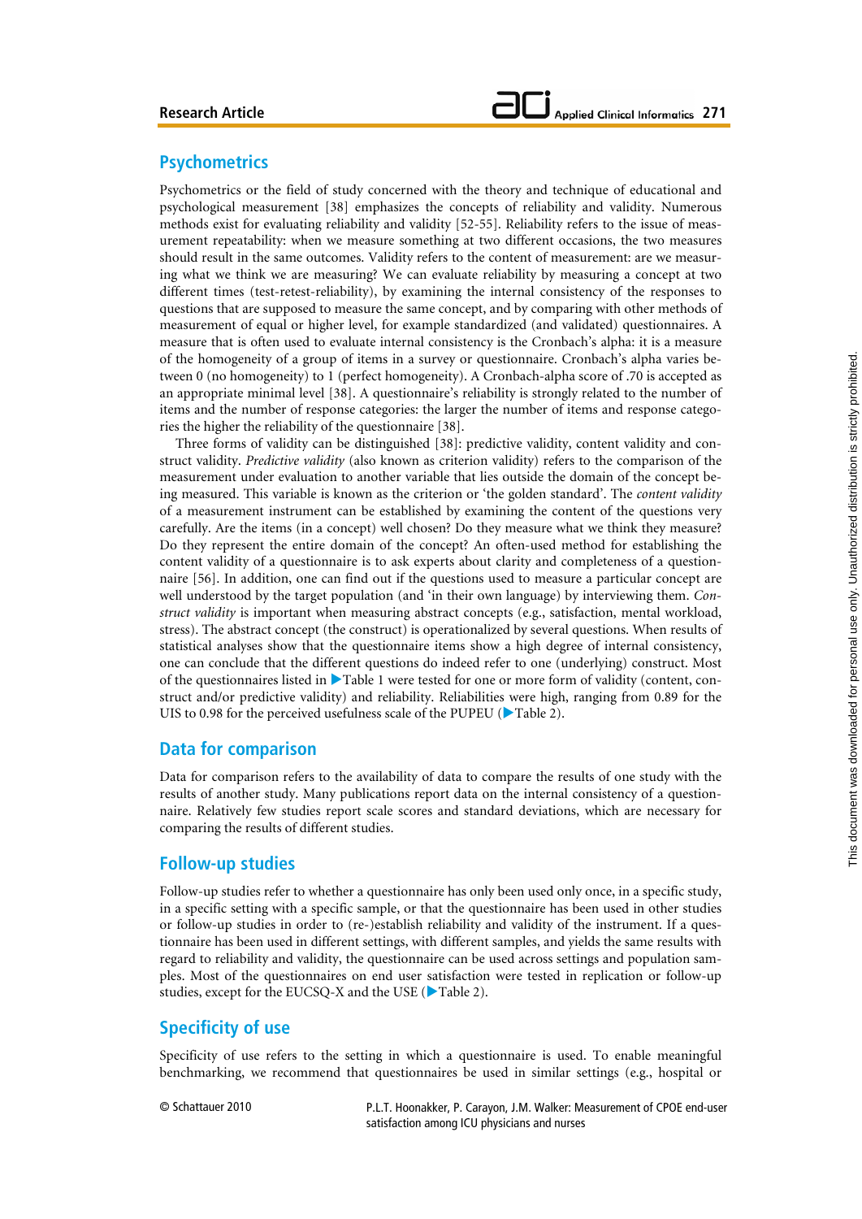## Psychometrics

Psychometrics or the field of study concerned with the theory and technique of educational and psychological measurement [38] emphasizes the concepts of reliability and validity. Numerous methods exist for evaluating reliability and validity [52-55]. Reliability refers to the issue of measurement repeatability: when we measure something at two different occasions, the two measures should result in the same outcomes. Validity refers to the content of measurement: are we measuring what we think we are measuring? We can evaluate reliability by measuring a concept at two different times (test-retest-reliability), by examining the internal consistency of the responses to questions that are supposed to measure the same concept, and by comparing with other methods of measurement of equal or higher level, for example standardized (and validated) questionnaires. A measure that is often used to evaluate internal consistency is the Cronbach's alpha: it is a measure of the homogeneity of a group of items in a survey or questionnaire. Cronbach's alpha varies between 0 (no homogeneity) to 1 (perfect homogeneity). A Cronbach-alpha score of .70 is accepted as an appropriate minimal level [38]. A questionnaire's reliability is strongly related to the number of items and the number of response categories: the larger the number of items and response categories the higher the reliability of the questionnaire [38].

Three forms of validity can be distinguished [38]: predictive validity, content validity and construct validity. *Predictive validity* (also known as criterion validity) refers to the comparison of the measurement under evaluation to another variable that lies outside the domain of the concept being measured. This variable is known as the criterion or 'the golden standard'. The *content validity* of a measurement instrument can be established by examining the content of the questions very carefully. Are the items (in a concept) well chosen? Do they measure what we think they measure? Do they represent the entire domain of the concept? An often-used method for establishing the content validity of a questionnaire is to ask experts about clarity and completeness of a questionnaire [56]. In addition, one can find out if the questions used to measure a particular concept are well understood by the target population (and 'in their own language) by interviewing them. *Construct validity* is important when measuring abstract concepts (e.g., satisfaction, mental workload, stress). The abstract concept (the construct) is operationalized by several questions. When results of statistical analyses show that the questionnaire items show a high degree of internal consistency, one can conclude that the different questions do indeed refer to one (underlying) construct. Most of the questionnaires listed in ▶Table 1 were tested for one or more form of validity (content, construct and/or predictive validity) and reliability. Reliabilities were high, ranging from 0.89 for the UIS to 0.98 for the perceived usefulness scale of the PUPEU (▶Table 2).

## Data for comparison

Data for comparison refers to the availability of data to compare the results of one study with the results of another study. Many publications report data on the internal consistency of a questionnaire. Relatively few studies report scale scores and standard deviations, which are necessary for comparing the results of different studies.

## Follow-up studies

Follow-up studies refer to whether a questionnaire has only been used only once, in a specific study, in a specific setting with a specific sample, or that the questionnaire has been used in other studies or follow-up studies in order to (re-)establish reliability and validity of the instrument. If a questionnaire has been used in different settings, with different samples, and yields the same results with regard to reliability and validity, the questionnaire can be used across settings and population samples. Most of the questionnaires on end user satisfaction were tested in replication or follow-up studies, except for the EUCSQ-X and the USE (▶Table 2).

## Specificity of use

Specificity of use refers to the setting in which a questionnaire is used. To enable meaningful benchmarking, we recommend that questionnaires be used in similar settings (e.g., hospital or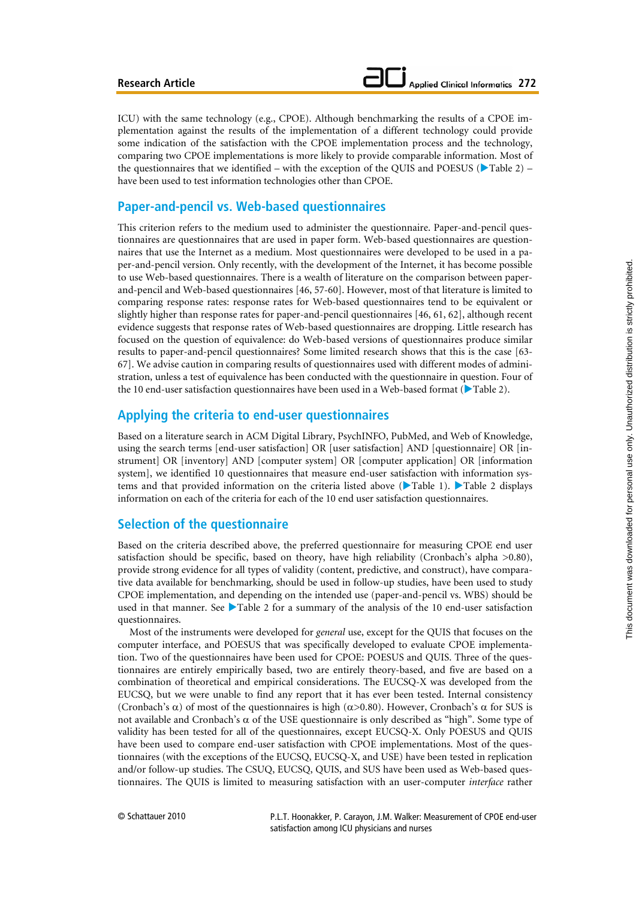ICU) with the same technology (e.g., CPOE). Although benchmarking the results of a CPOE implementation against the results of the implementation of a different technology could provide some indication of the satisfaction with the CPOE implementation process and the technology, comparing two CPOE implementations is more likely to provide comparable information. Most of the questionnaires that we identified – with the exception of the QUIS and POESUS (▶Table 2) – have been used to test information technologies other than CPOE.

## Paper-and-pencil vs. Web-based questionnaires

This criterion refers to the medium used to administer the questionnaire. Paper-and-pencil questionnaires are questionnaires that are used in paper form. Web-based questionnaires are questionnaires that use the Internet as a medium. Most questionnaires were developed to be used in a paper-and-pencil version. Only recently, with the development of the Internet, it has become possible to use Web-based questionnaires. There is a wealth of literature on the comparison between paper-and-pencil and Web-based questionnaires [46, 57-60]. However, most of that literature is limited to comparing response rates: response rates for Web-based questionnaires tend to be equivalent or slightly higher than response rates for paper-and-pencil questionnaires [46, 61, 62], although recent evidence suggests that response rates of Web-based questionnaires are dropping. Little research has focused on the question of equivalence: do Web-based versions of questionnaires produce similar results to paper-and-pencil questionnaires? Some limited research shows that this is the case [63-67]. We advise caution in comparing results of questionnaires used with different modes of administration, unless a test of equivalence has been conducted with the questionnaire in question. Four of the 10 end-user satisfaction questionnaires have been used in a Web-based format (▶Table 2).

## Applying the criteria to end-user questionnaires

Based on a literature search in ACM Digital Library, PsychINFO, PubMed, and Web of Knowledge, using the search terms [end-user satisfaction] OR [user satisfaction] AND [questionnaire] OR [instrument] OR [inventory] AND [computer system] OR [computer application] OR [information system], we identified 10 questionnaires that measure end-user satisfaction with information systems and that provided information on the criteria listed above (▶Table 1). ▶Table 2 displays information on each of the criteria for each of the 10 end user satisfaction questionnaires.

## Selection of the questionnaire

Based on the criteria described above, the preferred questionnaire for measuring CPOE end user satisfaction should be specific, based on theory, have high reliability (Cronbach's alpha >0.80), provide strong evidence for all types of validity (content, predictive, and construct), have comparative data available for benchmarking, should be used in follow-up studies, have been used to study CPOE implementation, and depending on the intended use (paper-and-pencil vs. WBS) should be used in that manner. See ▶Table 2 for a summary of the analysis of the 10 end-user satisfaction questionnaires.

Most of the instruments were developed for *general* use, except for the QUIS that focuses on the computer interface, and POESUS that was specifically developed to evaluate CPOE implementation. Two of the questionnaires have been used for CPOE: POESUS and QUIS. Three of the questionnaires are entirely empirically based, two are entirely theory-based, and five are based on a combination of theoretical and empirical considerations. The EUCSQ-X was developed from the EUCSQ, but we were unable to find any report that it has ever been tested. Internal consistency (Cronbach's $\alpha$) of most of the questionnaires is high ($\alpha$>0.80). However, Cronbach's $\alpha$ for SUS is not available and Cronbach's $\alpha$ of the USE questionnaire is only described as "high". Some type of validity has been tested for all of the questionnaires, except EUCSQ-X. Only POESUS and QUIS have been used to compare end-user satisfaction with CPOE implementations. Most of the questionnaires (with the exceptions of the EUCSQ, EUCSQ-X, and USE) have been tested in replication and/or follow-up studies. The CSUQ, EUCSQ, QUIS, and SUS have been used as Web-based questionnaires. The QUIS is limited to measuring satisfaction with an user-computer *interface* rather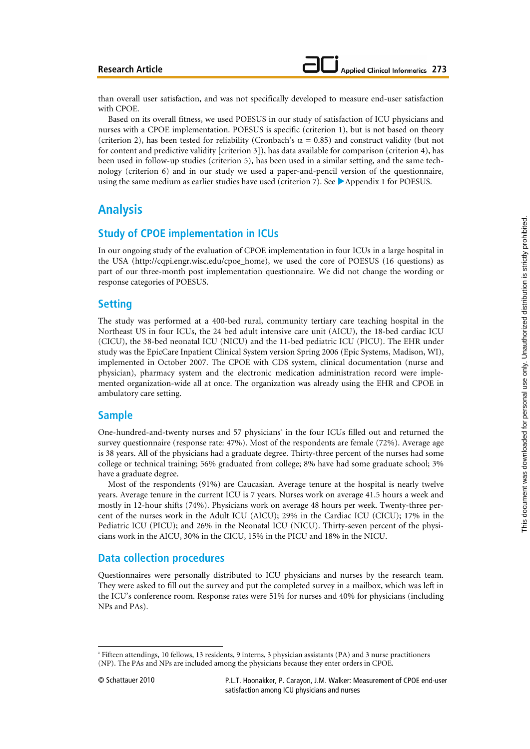than overall user satisfaction, and was not specifically developed to measure end-user satisfaction with CPOE.

Based on its overall fitness, we used POESUS in our study of satisfaction of ICU physicians and nurses with a CPOE implementation. POESUS is specific (criterion 1), but is not based on theory (criterion 2), has been tested for reliability (Cronbach's $\alpha = 0.85$) and construct validity (but not for content and predictive validity [criterion 3]), has data available for comparison (criterion 4), has been used in follow-up studies (criterion 5), has been used in a similar setting, and the same technology (criterion 6) and in our study we used a paper-and-pencil version of the questionnaire, using the same medium as earlier studies have used (criterion 7). See ▶Appendix 1 for POESUS.

# Analysis

## Study of CPOE implementation in ICUs

In our ongoing study of the evaluation of CPOE implementation in four ICUs in a large hospital in the USA (http://cqpi.engr.wisc.edu/cpoe_home), we used the core of POESUS (16 questions) as part of our three-month post implementation questionnaire. We did not change the wording or response categories of POESUS.

## Setting

The study was performed at a 400-bed rural, community tertiary care teaching hospital in the Northeast US in four ICUs, the 24 bed adult intensive care unit (AICU), the 18-bed cardiac ICU (CICU), the 38-bed neonatal ICU (NICU) and the 11-bed pediatric ICU (PICU). The EHR under study was the EpicCare Inpatient Clinical System version Spring 2006 (Epic Systems, Madison, WI), implemented in October 2007. The CPOE with CDS system, clinical documentation (nurse and physician), pharmacy system and the electronic medication administration record were implemented organization-wide all at once. The organization was already using the EHR and CPOE in ambulatory care setting.

## Sample

One-hundred-and-twenty nurses and 57 physicians[a] in the four ICUs filled out and returned the survey questionnaire (response rate: 47%). Most of the respondents are female (72%). Average age is 38 years. All of the physicians had a graduate degree. Thirty-three percent of the nurses had some college or technical training; 56% graduated from college; 8% have had some graduate school; 3% have a graduate degree.

Most of the respondents (91%) are Caucasian. Average tenure at the hospital is nearly twelve years. Average tenure in the current ICU is 7 years. Nurses work on average 41.5 hours a week and mostly in 12-hour shifts (74%). Physicians work on average 48 hours per week. Twenty-three percent of the nurses work in the Adult ICU (AICU); 29% in the Cardiac ICU (CICU); 17% in the Pediatric ICU (PICU); and 26% in the Neonatal ICU (NICU). Thirty-seven percent of the physicians work in the AICU, 30% in the CICU, 15% in the PICU and 18% in the NICU.

## Data collection procedures

Questionnaires were personally distributed to ICU physicians and nurses by the research team. They were asked to fill out the survey and put the completed survey in a mailbox, which was left in the ICU's conference room. Response rates were 51% for nurses and 40% for physicians (including NPs and PAs).

---

[a] Fifteen attendings, 10 fellows, 13 residents, 9 interns, 3 physician assistants (PA) and 3 nurse practitioners (NP). The PAs and NPs are included among the physicians because they enter orders in CPOE.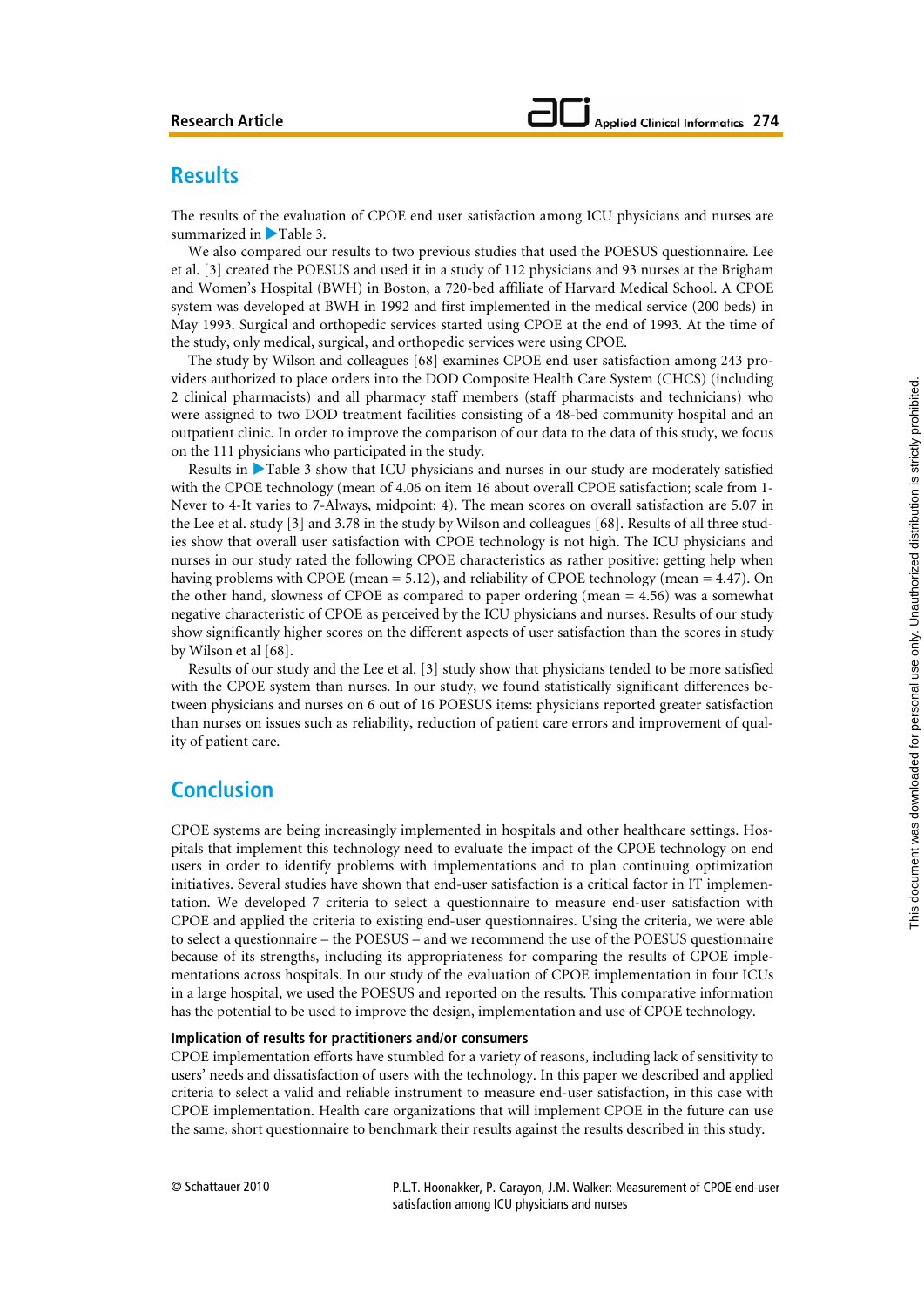## Results

The results of the evaluation of CPOE end user satisfaction among ICU physicians and nurses are summarized in ▶Table 3.

We also compared our results to two previous studies that used the POESUS questionnaire. Lee et al. [3] created the POESUS and used it in a study of 112 physicians and 93 nurses at the Brigham and Women's Hospital (BWH) in Boston, a 720-bed affiliate of Harvard Medical School. A CPOE system was developed at BWH in 1992 and first implemented in the medical service (200 beds) in May 1993. Surgical and orthopedic services started using CPOE at the end of 1993. At the time of the study, only medical, surgical, and orthopedic services were using CPOE.

The study by Wilson and colleagues [68] examines CPOE end user satisfaction among 243 providers authorized to place orders into the DOD Composite Health Care System (CHCS) (including 2 clinical pharmacists) and all pharmacy staff members (staff pharmacists and technicians) who were assigned to two DOD treatment facilities consisting of a 48-bed community hospital and an outpatient clinic. In order to improve the comparison of our data to the data of this study, we focus on the 111 physicians who participated in the study.

Results in ▶Table 3 show that ICU physicians and nurses in our study are moderately satisfied with the CPOE technology (mean of 4.06 on item 16 about overall CPOE satisfaction; scale from 1-Never to 4-It varies to 7-Always, midpoint: 4). The mean scores on overall satisfaction are 5.07 in the Lee et al. study [3] and 3.78 in the study by Wilson and colleagues [68]. Results of all three studies show that overall user satisfaction with CPOE technology is not high. The ICU physicians and nurses in our study rated the following CPOE characteristics as rather positive: getting help when having problems with CPOE (mean = 5.12), and reliability of CPOE technology (mean = 4.47). On the other hand, slowness of CPOE as compared to paper ordering (mean = 4.56) was a somewhat negative characteristic of CPOE as perceived by the ICU physicians and nurses. Results of our study show significantly higher scores on the different aspects of user satisfaction than the scores in study by Wilson et al [68].

Results of our study and the Lee et al. [3] study show that physicians tended to be more satisfied with the CPOE system than nurses. In our study, we found statistically significant differences between physicians and nurses on 6 out of 16 POESUS items: physicians reported greater satisfaction than nurses on issues such as reliability, reduction of patient care errors and improvement of quality of patient care.

## Conclusion

CPOE systems are being increasingly implemented in hospitals and other healthcare settings. Hospitals that implement this technology need to evaluate the impact of the CPOE technology on end users in order to identify problems with implementations and to plan continuing optimization initiatives. Several studies have shown that end-user satisfaction is a critical factor in IT implementation. We developed 7 criteria to select a questionnaire to measure end-user satisfaction with CPOE and applied the criteria to existing end-user questionnaires. Using the criteria, we were able to select a questionnaire – the POESUS – and we recommend the use of the POESUS questionnaire because of its strengths, including its appropriateness for comparing the results of CPOE implementations across hospitals. In our study of the evaluation of CPOE implementation in four ICUs in a large hospital, we used the POESUS and reported on the results. This comparative information has the potential to be used to improve the design, implementation and use of CPOE technology.

### Implication of results for practitioners and/or consumers

CPOE implementation efforts have stumbled for a variety of reasons, including lack of sensitivity to users' needs and dissatisfaction of users with the technology. In this paper we described and applied criteria to select a valid and reliable instrument to measure end-user satisfaction, in this case with CPOE implementation. Health care organizations that will implement CPOE in the future can use the same, short questionnaire to benchmark their results against the results described in this study.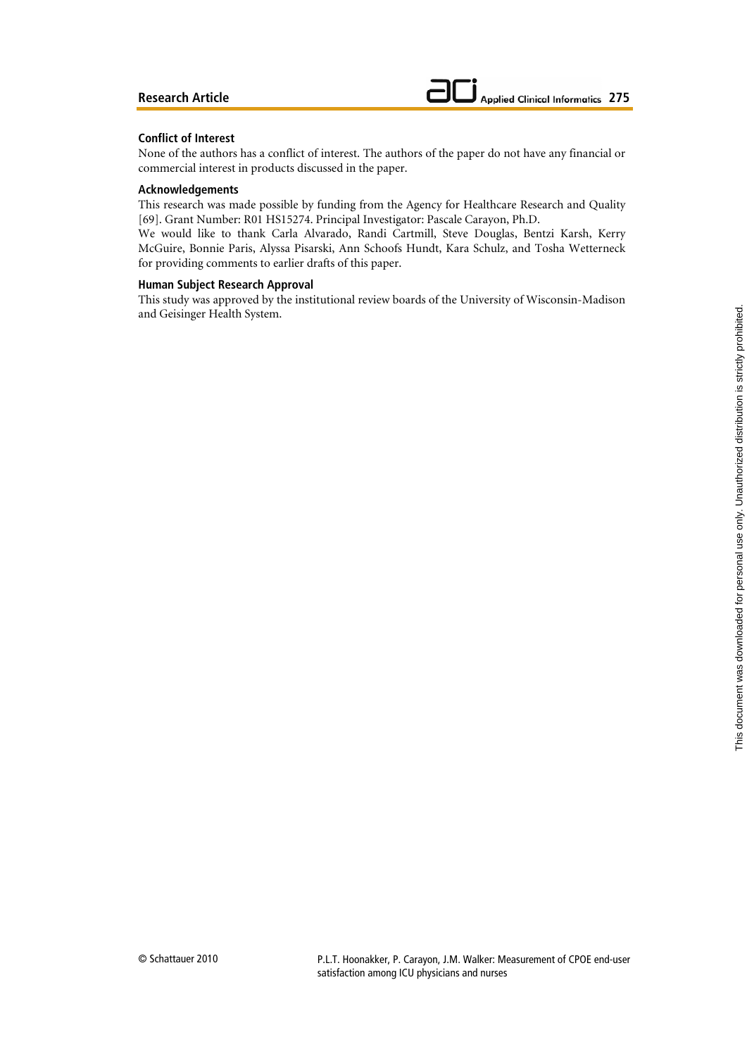## Conflict of Interest

None of the authors has a conflict of interest. The authors of the paper do not have any financial or commercial interest in products discussed in the paper.

## Acknowledgements

This research was made possible by funding from the Agency for Healthcare Research and Quality [69]. Grant Number: R01 HS15274. Principal Investigator: Pascale Carayon, Ph.D.
We would like to thank Carla Alvarado, Randi Cartmill, Steve Douglas, Bentzi Karsh, Kerry McGuire, Bonnie Paris, Alyssa Pisarski, Ann Schoofs Hundt, Kara Schulz, and Tosha Wetterneck for providing comments to earlier drafts of this paper.

## Human Subject Research Approval

This study was approved by the institutional review boards of the University of Wisconsin-Madison and Geisinger Health System.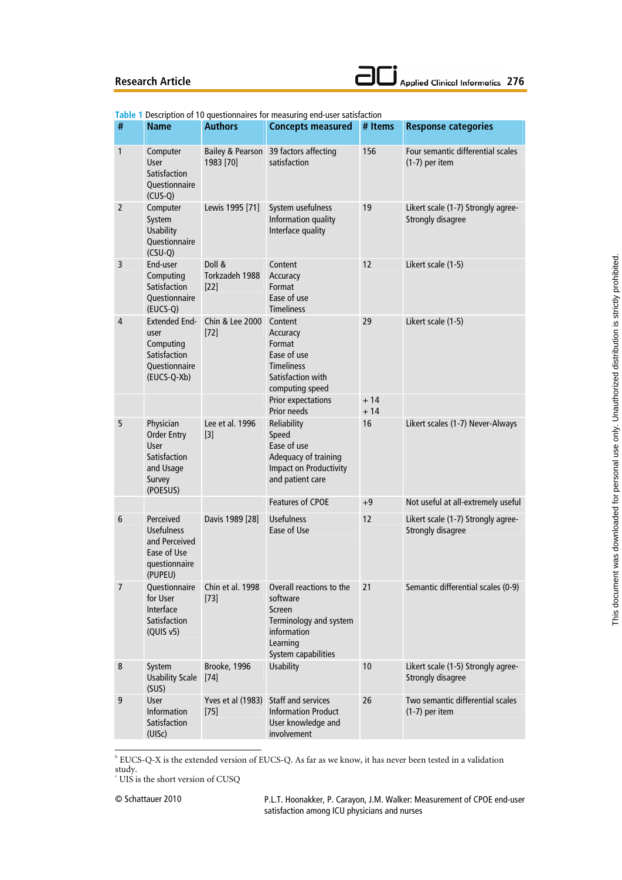**Table 1** Description of 10 questionnaires for measuring end-user satisfaction

| # | Name | Authors | Concepts measured | # Items | Response categories |
|---|---|---|---|---|---|
| 1 | Computer User Satisfaction Questionnaire (CUS-Q) | Bailey & Pearson 1983 [70] | 39 factors affecting satisfaction | 156 | Four semantic differential scales (1-7) per item |
| 2 | Computer System Usability Questionnaire (CSU-Q) | Lewis 1995 [71] | System usefulness<br>Information quality<br>Interface quality | 19 | Likert scale (1-7) Strongly agree-Strongly disagree |
| 3 | End-user Computing Satisfaction Questionnaire (EUCS-Q) | Doll & Torkzadeh 1988 [22] | Content<br>Accuracy<br>Format<br>Ease of use<br>Timeliness | 12 | Likert scale (1-5) |
| 4 | Extended End-user Computing Satisfaction Questionnaire (EUCS-Q-Xb) | Chin & Lee 2000 [72] | Content<br>Accuracy<br>Format<br>Ease of use<br>Timeliness<br>Satisfaction with computing speed | 29 | Likert scale (1-5) |
| | | | Prior expectations<br>Prior needs | + 14<br>+ 14 | |
| 5 | Physician Order Entry User Satisfaction and Usage Survey (POESUS) | Lee et al. 1996 [3] | Reliability<br>Speed<br>Ease of use<br>Adequacy of training<br>Impact on Productivity and patient care | 16 | Likert scales (1-7) Never-Always |
| | | | Features of CPOE | +9 | Not useful at all-extremely useful |
| 6 | Perceived Usefulness and Perceived Ease of Use questionnaire (PUPEU) | Davis 1989 [28] | Usefulness<br>Ease of Use | 12 | Likert scale (1-7) Strongly agree-Strongly disagree |
| 7 | Questionnaire for User Interface Satisfaction (QUIS v5) | Chin et al. 1998 [73] | Overall reactions to the software<br>Screen<br>Terminology and system information<br>Learning<br>System capabilities | 21 | Semantic differential scales (0-9) |
| 8 | System Usability Scale (SUS) | Brooke, 1996 [74] | Usability | 10 | Likert scale (1-5) Strongly agree-Strongly disagree |
| 9 | User Information Satisfaction (UISc) | Yves et al (1983) [75] | Staff and services<br>Information Product<br>User knowledge and involvement | 26 | Two semantic differential scales (1-7) per item |

[b] EUCS-Q-X is the extended version of EUCS-Q. As far as we know, it has never been tested in a validation study.
[c] UIS is the short version of CUSQ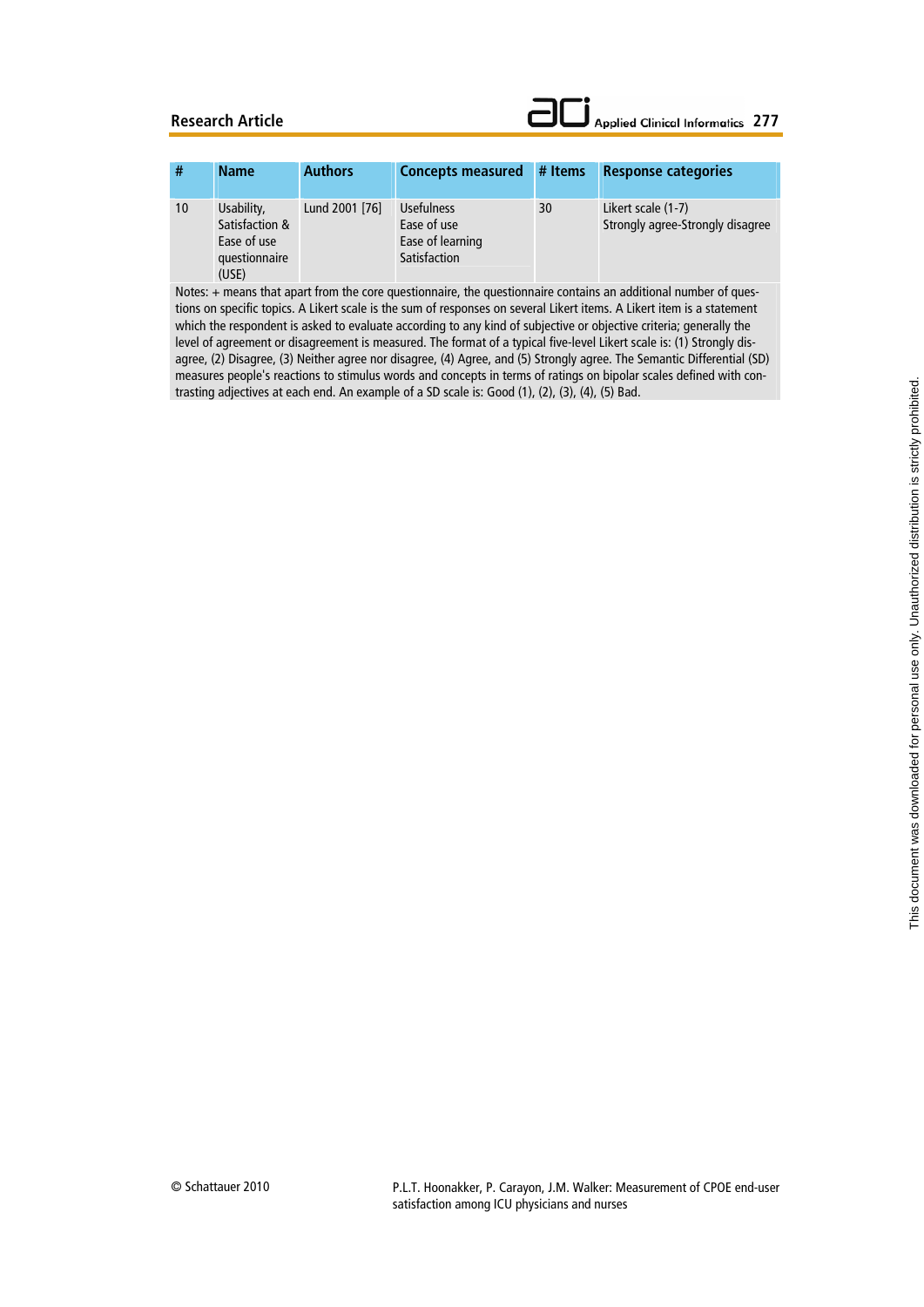| # | Name | Authors | Concepts measured | # Items | Response categories |
|---|---|---|---|---|---|
| 10 | Usability, Satisfaction & Ease of use questionnaire (USE) | Lund 2001 [76] | Usefulness<br>Ease of use<br>Ease of learning<br>Satisfaction | 30 | Likert scale (1-7)<br>Strongly agree-Strongly disagree |

Notes: + means that apart from the core questionnaire, the questionnaire contains an additional number of questions on specific topics. A Likert scale is the sum of responses on several Likert items. A Likert item is a statement which the respondent is asked to evaluate according to any kind of subjective or objective criteria; generally the level of agreement or disagreement is measured. The format of a typical five-level Likert scale is: (1) Strongly disagree, (2) Disagree, (3) Neither agree nor disagree, (4) Agree, and (5) Strongly agree. The Semantic Differential (SD) measures people's reactions to stimulus words and concepts in terms of ratings on bipolar scales defined with contrasting adjectives at each end. An example of a SD scale is: Good (1), (2), (3), (4), (5) Bad.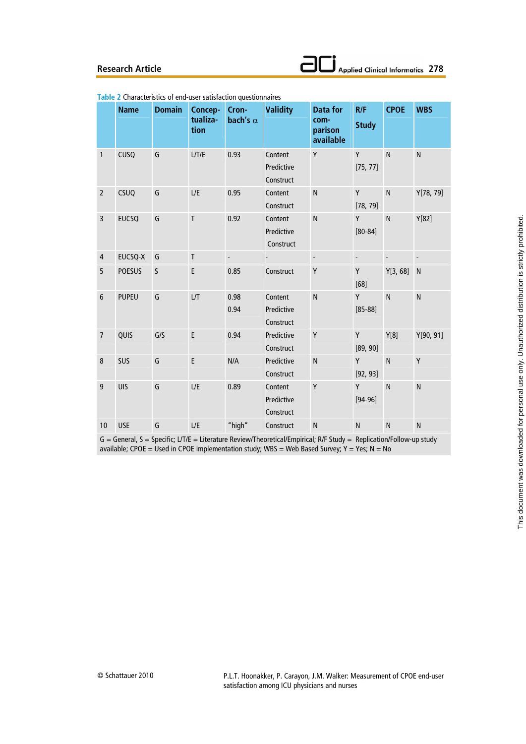Table 2 Characteristics of end-user satisfaction questionnaires

| | Name | Domain | Conceptualization | Cronbach's α | Validity | Data for comparison available | R/F Study | CPOE | WBS |
|---|---|---|---|---|---|---|---|---|---|
| 1 | CUSQ | G | L/T/E | 0.93 | Content<br>Predictive<br>Construct | Y | Y<br>[75, 77] | N | N |
| 2 | CSUQ | G | L/E | 0.95 | Content<br>Construct | N | Y<br>[78, 79] | N | Y[78, 79] |
| 3 | EUCSQ | G | T | 0.92 | Content<br>Predictive<br>Construct | N | Y<br>[80-84] | N | Y[82] |
| 4 | EUCSQ-X | G | T | - | - | - | - | - | - |
| 5 | POESUS | S | E | 0.85 | Construct | Y | Y<br>[68] | Y[3, 68] | N |
| 6 | PUPEU | G | L/T | 0.98<br>0.94 | Content<br>Predictive<br>Construct | N | Y<br>[85-88] | N | N |
| 7 | QUIS | G/S | E | 0.94 | Predictive<br>Construct | Y | Y<br>[89, 90] | Y[8] | Y[90, 91] |
| 8 | SUS | G | E | N/A | Predictive<br>Construct | N | Y<br>[92, 93] | N | Y |
| 9 | UIS | G | L/E | 0.89 | Content<br>Predictive<br>Construct | Y | Y<br>[94-96] | N | N |
| 10 | USE | G | L/E | "high" | Construct | N | N | N | N |

G = General, S = Specific; L/T/E = Literature Review/Theoretical/Empirical; R/F Study = Replication/Follow-up study available; CPOE = Used in CPOE implementation study; WBS = Web Based Survey; Y = Yes; N = No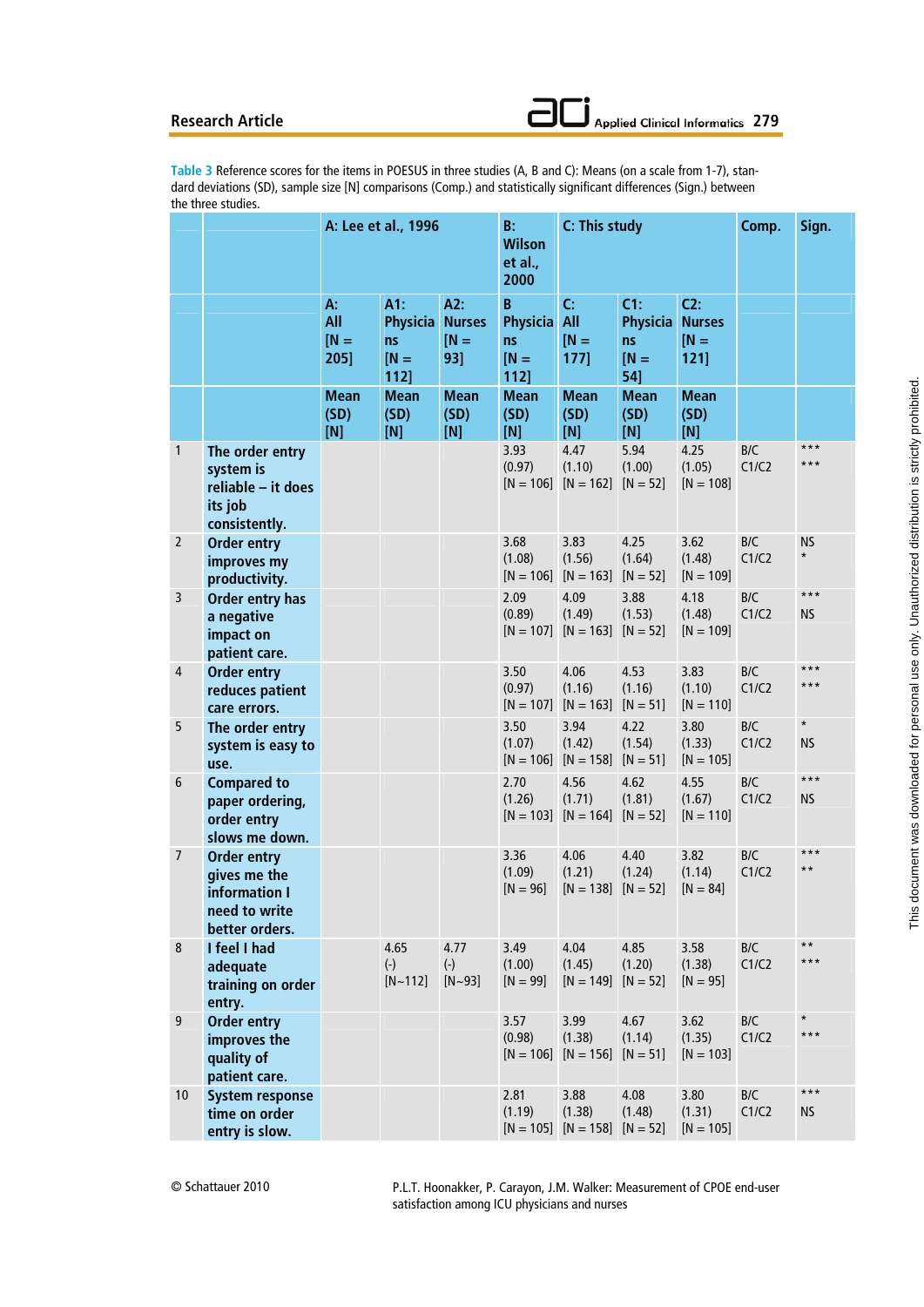**Table 3** Reference scores for the items in POESUS in three studies (A, B and C): Means (on a scale from 1-7), standard deviations (SD), sample size [N] comparisons (Comp.) and statistically significant differences (Sign.) between the three studies.

| | | A: Lee et al., 1996 | | | B: Wilson et al., 2000 | C: This study | | | Comp. | Sign. |
|---|---|---|---|---|---|---|---|---|---|---|
| | | A: All [N = 205] | A1: Physicians [N = 112] | A2: Nurses [N = 93] | B Physicians [N = 112] | C: All [N = 177] | C1: Physicians [N = 54] | C2: Nurses [N = 121] | | |
| | | Mean (SD) [N] | Mean (SD) [N] | Mean (SD) [N] | Mean (SD) [N] | Mean (SD) [N] | Mean (SD) [N] | Mean (SD) [N] | | |
| 1 | The order entry system is reliable – it does its job consistently. | | | | 3.93 (0.97) [N = 106] | 4.47 (1.10) [N = 162] | 5.94 (1.00) [N = 52] | 4.25 (1.05) [N = 108] | B/C C1/C2 | *** *** |
| 2 | Order entry improves my productivity. | | | | 3.68 (1.08) [N = 106] | 3.83 (1.56) [N = 163] | 4.25 (1.64) [N = 52] | 3.62 (1.48) [N = 109] | B/C C1/C2 | NS * |
| 3 | Order entry has a negative impact on patient care. | | | | 2.09 (0.89) [N = 107] | 4.09 (1.49) [N = 163] | 3.88 (1.53) [N = 52] | 4.18 (1.48) [N = 109] | B/C C1/C2 | *** NS |
| 4 | Order entry reduces patient care errors. | | | | 3.50 (0.97) [N = 107] | 4.06 (1.16) [N = 163] | 4.53 (1.16) [N = 51] | 3.83 (1.10) [N = 110] | B/C C1/C2 | *** *** |
| 5 | The order entry system is easy to use. | | | | 3.50 (1.07) [N = 106] | 3.94 (1.42) [N = 158] | 4.22 (1.54) [N = 51] | 3.80 (1.33) [N = 105] | B/C C1/C2 | * NS |
| 6 | Compared to paper ordering, order entry slows me down. | | | | 2.70 (1.26) [N = 103] | 4.56 (1.71) [N = 164] | 4.62 (1.81) [N = 52] | 4.55 (1.67) [N = 110] | B/C C1/C2 | *** NS |
| 7 | Order entry gives me the information I need to write better orders. | | | | 3.36 (1.09) [N = 96] | 4.06 (1.21) [N = 138] | 4.40 (1.24) [N = 52] | 3.82 (1.14) [N = 84] | B/C C1/C2 | *** ** |
| 8 | I feel I had adequate training on order entry. | | 4.65 (-) [N~112] | 4.77 (-) [N~93] | 3.49 (1.00) [N = 99] | 4.04 (1.45) [N = 149] | 4.85 (1.20) [N = 52] | 3.58 (1.38) [N = 95] | B/C C1/C2 | ** *** |
| 9 | Order entry improves the quality of patient care. | | | | 3.57 (0.98) [N = 106] | 3.99 (1.38) [N = 156] | 4.67 (1.14) [N = 51] | 3.62 (1.35) [N = 103] | B/C C1/C2 | * *** |
| 10 | System response time on order entry is slow. | | | | 2.81 (1.19) [N = 105] | 3.88 (1.38) [N = 158] | 4.08 (1.48) [N = 52] | 3.80 (1.31) [N = 105] | B/C C1/C2 | *** NS |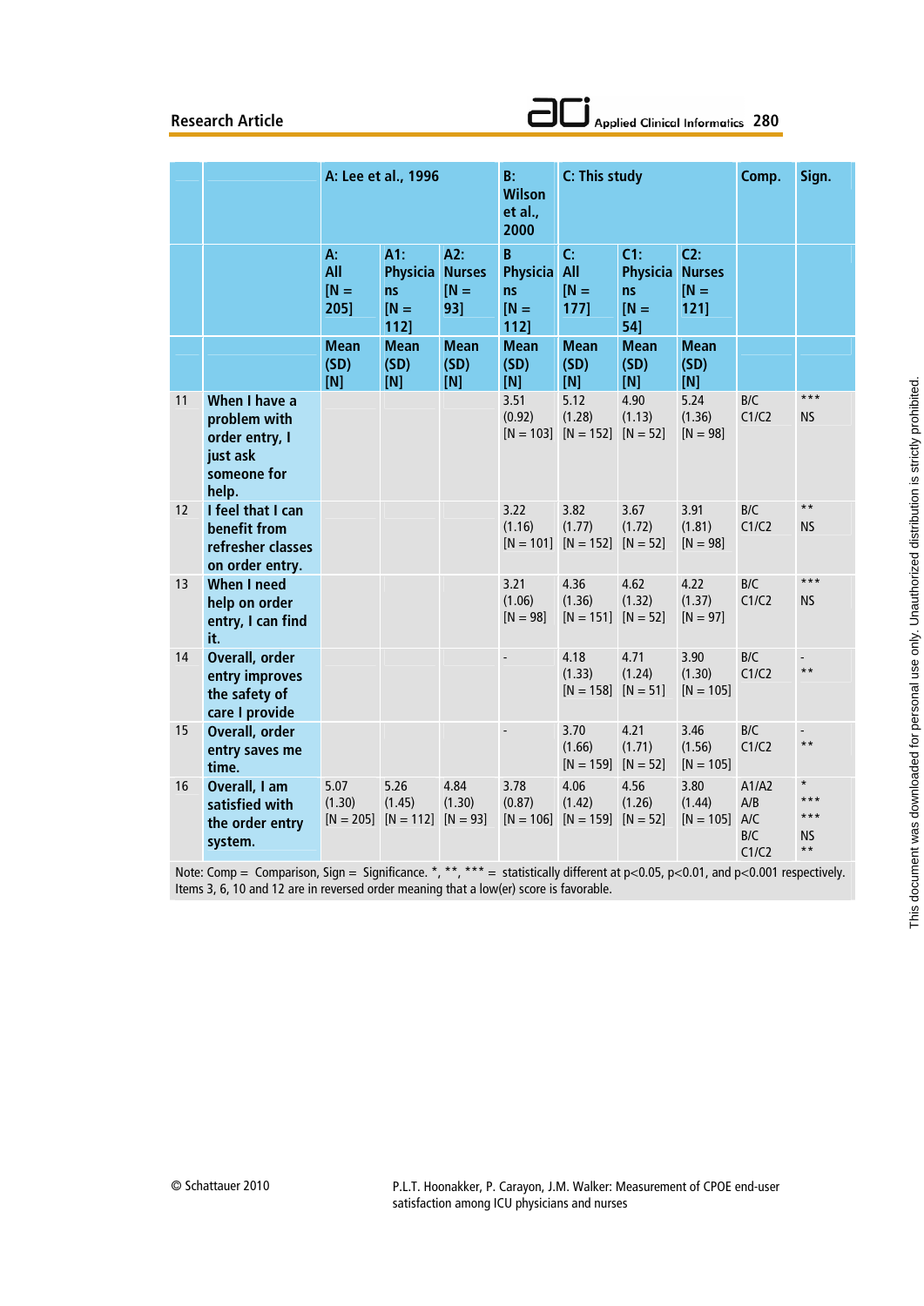| | | A: Lee et al., 1996 | | | B: Wilson et al., 2000 | C: This study | | | Comp. | Sign. |
|---|---|---|---|---|---|---|---|---|---|---|
| | | A: All [N = 205] | A1: Physicians [N = 112] | A2: Nurses [N = 93] | B Physicians [N = 112] | C: All [N = 177] | C1: Physicians [N = 54] | C2: Nurses [N = 121] | | |
| | | Mean (SD) [N] | Mean (SD) [N] | Mean (SD) [N] | Mean (SD) [N] | Mean (SD) [N] | Mean (SD) [N] | Mean (SD) [N] | | |
| 11 | When I have a problem with order entry, I just ask someone for help. | | | | 3.51 (0.92) [N = 103] | 5.12 (1.28) [N = 152] | 4.90 (1.13) [N = 52] | 5.24 (1.36) [N = 98] | B/C C1/C2 | *** NS |
| 12 | I feel that I can benefit from refresher classes on order entry. | | | | 3.22 (1.16) [N = 101] | 3.82 (1.77) [N = 152] | 3.67 (1.72) [N = 52] | 3.91 (1.81) [N = 98] | B/C C1/C2 | ** NS |
| 13 | When I need help on order entry, I can find it. | | | | 3.21 (1.06) [N = 98] | 4.36 (1.36) [N = 151] | 4.62 (1.32) [N = 52] | 4.22 (1.37) [N = 97] | B/C C1/C2 | *** NS |
| 14 | Overall, order entry improves the safety of care I provide | | | | - | 4.18 (1.33) [N = 158] | 4.71 (1.24) [N = 51] | 3.90 (1.30) [N = 105] | B/C C1/C2 | - ** |
| 15 | Overall, order entry saves me time. | | | | - | 3.70 (1.66) [N = 159] | 4.21 (1.71) [N = 52] | 3.46 (1.56) [N = 105] | B/C C1/C2 | - ** |
| 16 | Overall, I am satisfied with the order entry system. | 5.07 (1.30) [N = 205] | 5.26 (1.45) [N = 112] | 4.84 (1.30) [N = 93] | 3.78 (0.87) [N = 106] | 4.06 (1.42) [N = 159] | 4.56 (1.26) [N = 52] | 3.80 (1.44) [N = 105] | A1/A2 A/B A/C B/C C1/C2 | * *** *** NS ** |

Note: Comp = Comparison, Sign = Significance. *, **, *** = statistically different at $p<0.05$, $p<0.01$, and $p<0.001$ respectively. Items 3, 6, 10 and 12 are in reversed order meaning that a low(er) score is favorable.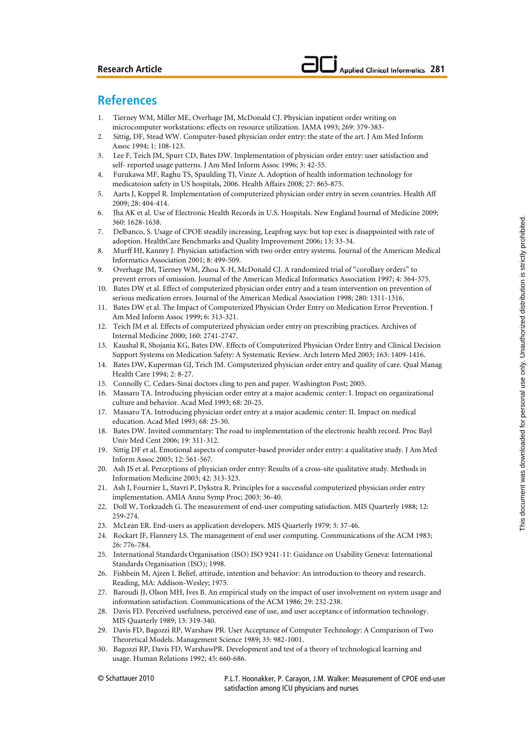## References

1. Tierney WM, Miller ME, Overhage JM, McDonald CJ. Physician inpatient order writing on microcomputer workstations: effects on resource utilization. JAMA 1993; 269: 379-383-
2. Sittig, DF, Stead WW. Computer-based physician order entry: the state of the art. J Am Med Inform Assoc 1994; 1: 108-123.
3. Lee F, Teich JM, Spurr CD, Bates DW. Implementation of physician order entry: user satisfaction and self- reported usage patterns. J Am Med Inform Assoc 1996; 3: 42-55.
4. Furukawa MF, Raghu TS, Spaulding TJ, Vinze A. Adoption of health information technology for medicatoion safety in US hospitals, 2006. Health Affairs 2008; 27: 865-875.
5. Aarts J, Koppel R. Implementation of computerized physician order entry in seven countries. Health Aff 2009; 28: 404-414.
6. Jha AK et al. Use of Electronic Health Records in U.S. Hospitals. New England Journal of Medicine 2009; 360: 1628-1638.
7. Delbanco, S. Usage of CPOE steadily increasing, Leapfrog says: but top exec is disappointed with rate of adoption. HealthCare Benchmarks and Quality Improvement 2006; 13: 33-34.
8. Murff HJ, Kannry J. Physician satisfaction with two order entry systems. Journal of the American Medical Informatics Association 2001; 8: 499-509.
9. Overhage JM, Tierney WM, Zhou X-H, McDonald CJ. A randomized trial of "corollary orders" to prevent errors of omission. Journal of the American Medical Informatics Association 1997; 4: 364-375.
10. Bates DW et al. Effect of computerized physician order entry and a team intervention on prevention of serious medication errors. Journal of the American Medical Association 1998; 280: 1311-1316.
11. Bates DW et al. The Impact of Computerized Physician Order Entry on Medication Error Prevention. J Am Med Inform Assoc 1999; 6: 313-321.
12. Teich JM et al. Effects of computerized physician order entry on prescribing practices. Archives of Internal Medicine 2000; 160: 2741-2747.
13. Kaushal R, Shojania KG, Bates DW. Effects of Computerized Physician Order Entry and Clinical Decision Support Systems on Medication Safety: A Systematic Review. Arch Intern Med 2003; 163: 1409-1416.
14. Bates DW, Kuperman GJ, Teich JM. Computerized physician order entry and quality of care. Qual Manag Health Care 1994; 2: 8-27.
15. Connolly C. Cedars-Sinai doctors cling to pen and paper. Washington Post; 2005.
16. Massaro TA. Introducing physician order entry at a major academic center: I. Impact on organizational culture and behavior. Acad Med 1993; 68: 20-25.
17. Massaro TA. Introducing physician order entry at a major academic center: II. Impact on medical education. Acad Med 1993; 68: 25-30.
18. Bates DW. Invited commentary: The road to implementation of the electronic health record. Proc Bayl Univ Med Cent 2006; 19: 311-312.
19. Sittig DF et al. Emotional aspects of computer-based provider order entry: a qualitative study. J Am Med Inform Assoc 2005; 12: 561-567.
20. Ash JS et al. Perceptions of physician order entry: Results of a cross-site qualitative study. Methods in Information Medicine 2003; 42: 313-323.
21. Ash J, Fournier L, Stavri P, Dykstra R. Principles for a successful computerized physician order entry implementation. AMIA Annu Symp Proc; 2003: 36-40.
22. Doll W, Torkzadeh G. The measurement of end-user computing satisfaction. MIS Quarterly 1988; 12: 259-274.
23. McLean ER. End-users as application developers. MIS Quarterly 1979; 3: 37-46.
24. Rockart JF, Flannery LS. The management of end user computing. Communications of the ACM 1983; 26: 776-784.
25. International Standards Organisation (ISO) ISO 9241-11: Guidance on Usability Geneva: International Standards Organisation (ISO); 1998.
26. Fishbein M, Ajzen I. Belief, attitude, intention and behavior: An introduction to theory and research. Reading, MA: Addison-Wesley; 1975.
27. Baroudi JJ, Olson MH, Ives B. An empirical study on the impact of user involvement on system usage and information satisfaction. Communications of the ACM 1986; 29: 232-238.
28. Davis FD. Perceived usefulness, perceived ease of use, and user acceptance of information technology. MIS Quarterly 1989; 13: 319-340.
29. Davis FD, Bagozzi RP, Warshaw PR. User Acceptance of Computer Technology: A Comparison of Two Theoretical Models. Management Science 1989; 35: 982-1001.
30. Bagozzi RP, Davis FD, WarshawPR. Development and test of a theory of technological learning and usage. Human Relations 1992; 45: 660-686.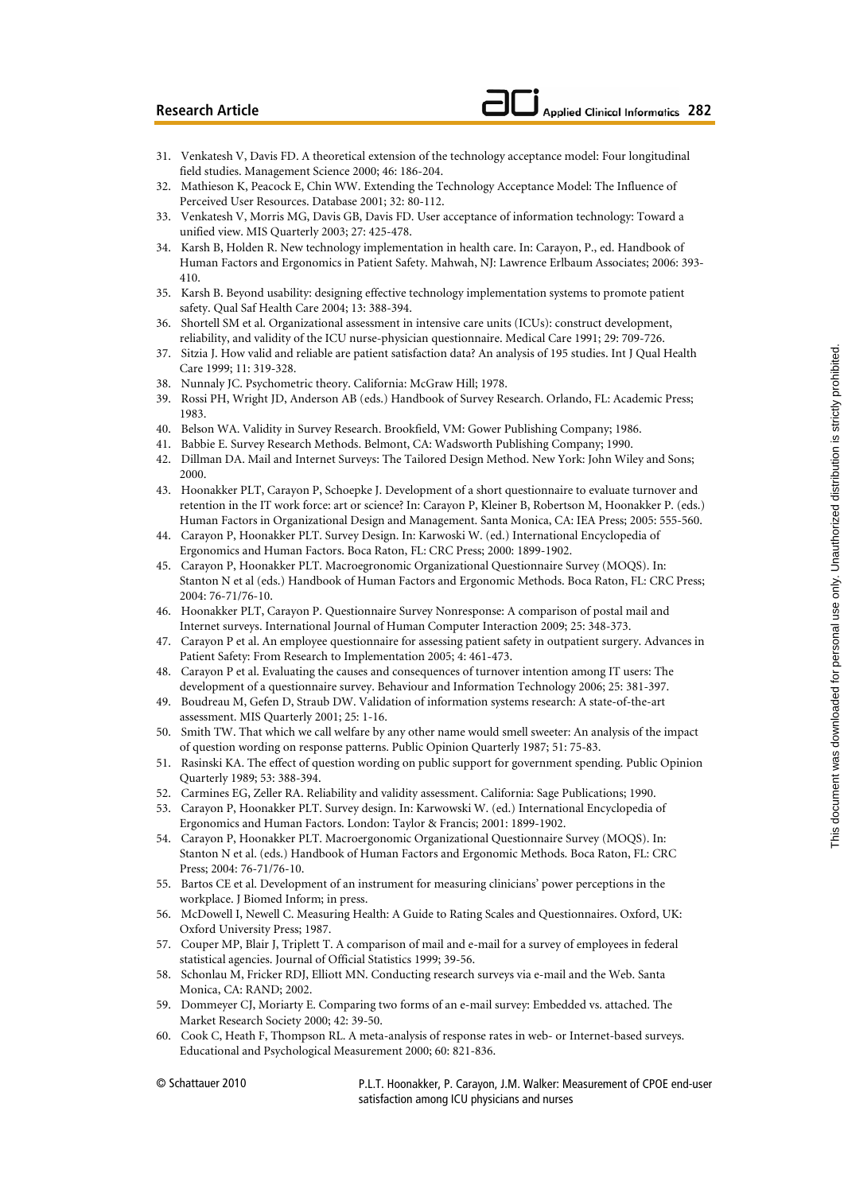31. Venkatesh V, Davis FD. A theoretical extension of the technology acceptance model: Four longitudinal field studies. Management Science 2000; 46: 186-204.
32. Mathieson K, Peacock E, Chin WW. Extending the Technology Acceptance Model: The Influence of Perceived User Resources. Database 2001; 32: 80-112.
33. Venkatesh V, Morris MG, Davis GB, Davis FD. User acceptance of information technology: Toward a unified view. MIS Quarterly 2003; 27: 425-478.
34. Karsh B, Holden R. New technology implementation in health care. In: Carayon, P., ed. Handbook of Human Factors and Ergonomics in Patient Safety. Mahwah, NJ: Lawrence Erlbaum Associates; 2006: 393-410.
35. Karsh B. Beyond usability: designing effective technology implementation systems to promote patient safety. Qual Saf Health Care 2004; 13: 388-394.
36. Shortell SM et al. Organizational assessment in intensive care units (ICUs): construct development, reliability, and validity of the ICU nurse-physician questionnaire. Medical Care 1991; 29: 709-726.
37. Sitzia J. How valid and reliable are patient satisfaction data? An analysis of 195 studies. Int J Qual Health Care 1999; 11: 319-328.
38. Nunnaly JC. Psychometric theory. California: McGraw Hill; 1978.
39. Rossi PH, Wright JD, Anderson AB (eds.) Handbook of Survey Research. Orlando, FL: Academic Press; 1983.
40. Belson WA. Validity in Survey Research. Brookfield, VM: Gower Publishing Company; 1986.
41. Babbie E. Survey Research Methods. Belmont, CA: Wadsworth Publishing Company; 1990.
42. Dillman DA. Mail and Internet Surveys: The Tailored Design Method. New York: John Wiley and Sons; 2000.
43. Hoonakker PLT, Carayon P, Schoepke J. Development of a short questionnaire to evaluate turnover and retention in the IT work force: art or science? In: Carayon P, Kleiner B, Robertson M, Hoonakker P. (eds.) Human Factors in Organizational Design and Management. Santa Monica, CA: IEA Press; 2005: 555-560.
44. Carayon P, Hoonakker PLT. Survey Design. In: Karwoski W. (ed.) International Encyclopedia of Ergonomics and Human Factors. Boca Raton, FL: CRC Press; 2000: 1899-1902.
45. Carayon P, Hoonakker PLT. Macroegronomic Organizational Questionnaire Survey (MOQS). In: Stanton N et al (eds.) Handbook of Human Factors and Ergonomic Methods. Boca Raton, FL: CRC Press; 2004: 76-71/76-10.
46. Hoonakker PLT, Carayon P. Questionnaire Survey Nonresponse: A comparison of postal mail and Internet surveys. International Journal of Human Computer Interaction 2009; 25: 348-373.
47. Carayon P et al. An employee questionnaire for assessing patient safety in outpatient surgery. Advances in Patient Safety: From Research to Implementation 2005; 4: 461-473.
48. Carayon P et al. Evaluating the causes and consequences of turnover intention among IT users: The development of a questionnaire survey. Behaviour and Information Technology 2006; 25: 381-397.
49. Boudreau M, Gefen D, Straub DW. Validation of information systems research: A state-of-the-art assessment. MIS Quarterly 2001; 25: 1-16.
50. Smith TW. That which we call welfare by any other name would smell sweeter: An analysis of the impact of question wording on response patterns. Public Opinion Quarterly 1987; 51: 75-83.
51. Rasinski KA. The effect of question wording on public support for government spending. Public Opinion Quarterly 1989; 53: 388-394.
52. Carmines EG, Zeller RA. Reliability and validity assessment. California: Sage Publications; 1990.
53. Carayon P, Hoonakker PLT. Survey design. In: Karwowski W. (ed.) International Encyclopedia of Ergonomics and Human Factors. London: Taylor & Francis; 2001: 1899-1902.
54. Carayon P, Hoonakker PLT. Macroergonomic Organizational Questionnaire Survey (MOQS). In: Stanton N et al. (eds.) Handbook of Human Factors and Ergonomic Methods. Boca Raton, FL: CRC Press; 2004: 76-71/76-10.
55. Bartos CE et al. Development of an instrument for measuring clinicians' power perceptions in the workplace. J Biomed Inform; in press.
56. McDowell I, Newell C. Measuring Health: A Guide to Rating Scales and Questionnaires. Oxford, UK: Oxford University Press; 1987.
57. Couper MP, Blair J, Triplett T. A comparison of mail and e-mail for a survey of employees in federal statistical agencies. Journal of Official Statistics 1999; 39-56.
58. Schonlau M, Fricker RDJ, Elliott MN. Conducting research surveys via e-mail and the Web. Santa Monica, CA: RAND; 2002.
59. Dommeyer CJ, Moriarty E. Comparing two forms of an e-mail survey: Embedded vs. attached. The Market Research Society 2000; 42: 39-50.
60. Cook C, Heath F, Thompson RL. A meta-analysis of response rates in web- or Internet-based surveys. Educational and Psychological Measurement 2000; 60: 821-836.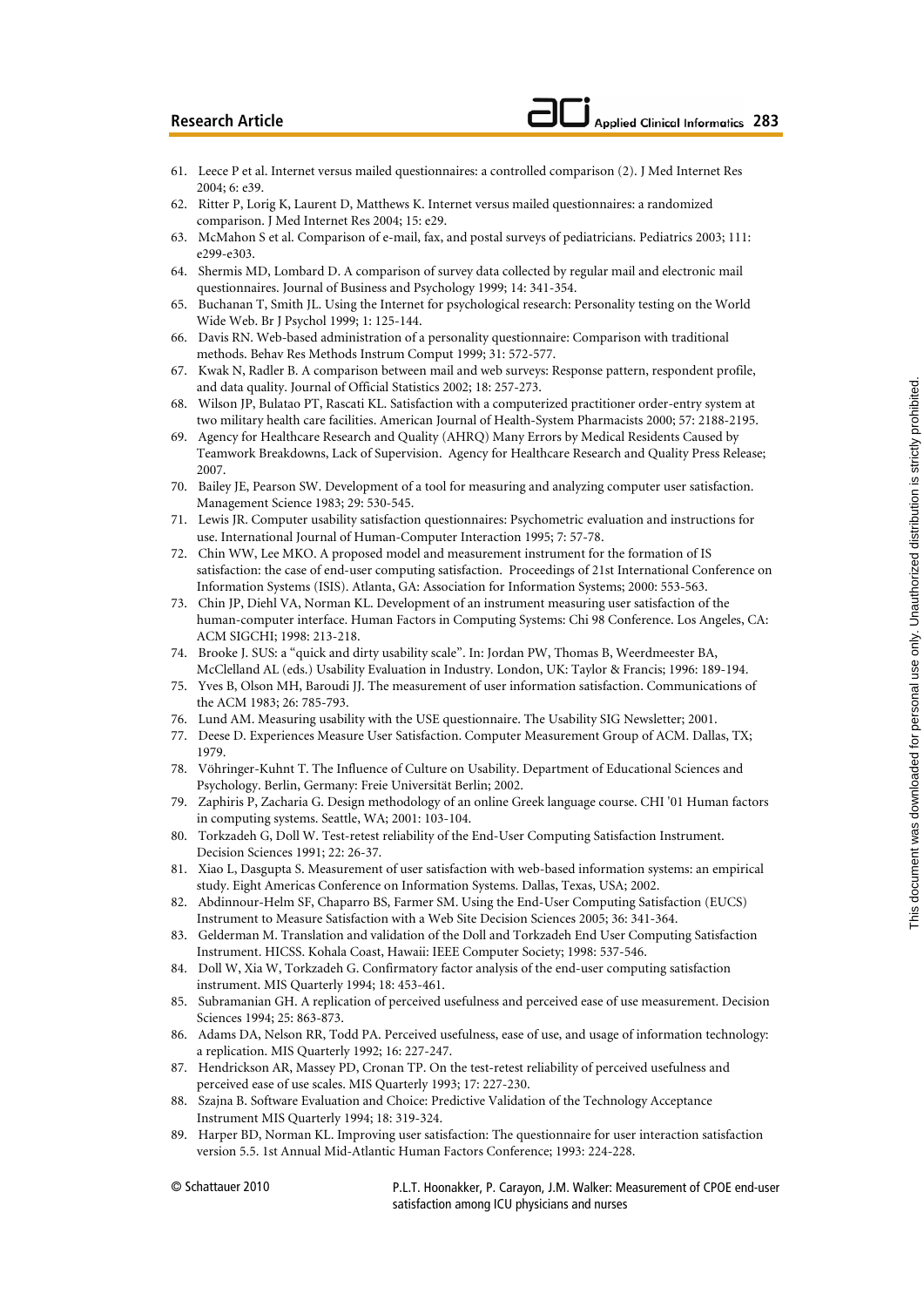61. Leece P et al. Internet versus mailed questionnaires: a controlled comparison (2). J Med Internet Res 2004; 6: e39.
62. Ritter P, Lorig K, Laurent D, Matthews K. Internet versus mailed questionnaires: a randomized comparison. J Med Internet Res 2004; 15: e29.
63. McMahon S et al. Comparison of e-mail, fax, and postal surveys of pediatricians. Pediatrics 2003; 111: e299-e303.
64. Shermis MD, Lombard D. A comparison of survey data collected by regular mail and electronic mail questionnaires. Journal of Business and Psychology 1999; 14: 341-354.
65. Buchanan T, Smith JL. Using the Internet for psychological research: Personality testing on the World Wide Web. Br J Psychol 1999; 1: 125-144.
66. Davis RN. Web-based administration of a personality questionnaire: Comparison with traditional methods. Behav Res Methods Instrum Comput 1999; 31: 572-577.
67. Kwak N, Radler B. A comparison between mail and web surveys: Response pattern, respondent profile, and data quality. Journal of Official Statistics 2002; 18: 257-273.
68. Wilson JP, Bulatao PT, Rascati KL. Satisfaction with a computerized practitioner order-entry system at two military health care facilities. American Journal of Health-System Pharmacists 2000; 57: 2188-2195.
69. Agency for Healthcare Research and Quality (AHRQ) Many Errors by Medical Residents Caused by Teamwork Breakdowns, Lack of Supervision. Agency for Healthcare Research and Quality Press Release; 2007.
70. Bailey JE, Pearson SW. Development of a tool for measuring and analyzing computer user satisfaction. Management Science 1983; 29: 530-545.
71. Lewis JR. Computer usability satisfaction questionnaires: Psychometric evaluation and instructions for use. International Journal of Human-Computer Interaction 1995; 7: 57-78.
72. Chin WW, Lee MKO. A proposed model and measurement instrument for the formation of IS satisfaction: the case of end-user computing satisfaction. Proceedings of 21st International Conference on Information Systems (ISIS). Atlanta, GA: Association for Information Systems; 2000: 553-563.
73. Chin JP, Diehl VA, Norman KL. Development of an instrument measuring user satisfaction of the human-computer interface. Human Factors in Computing Systems: Chi 98 Conference. Los Angeles, CA: ACM SIGCHI; 1998: 213-218.
74. Brooke J. SUS: a "quick and dirty usability scale". In: Jordan PW, Thomas B, Weerdmeester BA, McClelland AL (eds.) Usability Evaluation in Industry. London, UK: Taylor & Francis; 1996: 189-194.
75. Yves B, Olson MH, Baroudi JJ. The measurement of user information satisfaction. Communications of the ACM 1983; 26: 785-793.
76. Lund AM. Measuring usability with the USE questionnaire. The Usability SIG Newsletter; 2001.
77. Deese D. Experiences Measure User Satisfaction. Computer Measurement Group of ACM. Dallas, TX; 1979.
78. Vöhringer-Kuhnt T. The Influence of Culture on Usability. Department of Educational Sciences and Psychology. Berlin, Germany: Freie Universität Berlin; 2002.
79. Zaphiris P, Zacharia G. Design methodology of an online Greek language course. CHI '01 Human factors in computing systems. Seattle, WA; 2001: 103-104.
80. Torkzadeh G, Doll W. Test-retest reliability of the End-User Computing Satisfaction Instrument. Decision Sciences 1991; 22: 26-37.
81. Xiao L, Dasgupta S. Measurement of user satisfaction with web-based information systems: an empirical study. Eight Americas Conference on Information Systems. Dallas, Texas, USA; 2002.
82. Abdinnour-Helm SF, Chaparro BS, Farmer SM. Using the End-User Computing Satisfaction (EUCS) Instrument to Measure Satisfaction with a Web Site Decision Sciences 2005; 36: 341-364.
83. Gelderman M. Translation and validation of the Doll and Torkzadeh End User Computing Satisfaction Instrument. HICSS. Kohala Coast, Hawaii: IEEE Computer Society; 1998: 537-546.
84. Doll W, Xia W, Torkzadeh G. Confirmatory factor analysis of the end-user computing satisfaction instrument. MIS Quarterly 1994; 18: 453-461.
85. Subramanian GH. A replication of perceived usefulness and perceived ease of use measurement. Decision Sciences 1994; 25: 863-873.
86. Adams DA, Nelson RR, Todd PA. Perceived usefulness, ease of use, and usage of information technology: a replication. MIS Quarterly 1992; 16: 227-247.
87. Hendrickson AR, Massey PD, Cronan TP. On the test-retest reliability of perceived usefulness and perceived ease of use scales. MIS Quarterly 1993; 17: 227-230.
88. Szajna B. Software Evaluation and Choice: Predictive Validation of the Technology Acceptance Instrument MIS Quarterly 1994; 18: 319-324.
89. Harper BD, Norman KL. Improving user satisfaction: The questionnaire for user interaction satisfaction version 5.5. 1st Annual Mid-Atlantic Human Factors Conference; 1993: 224-228.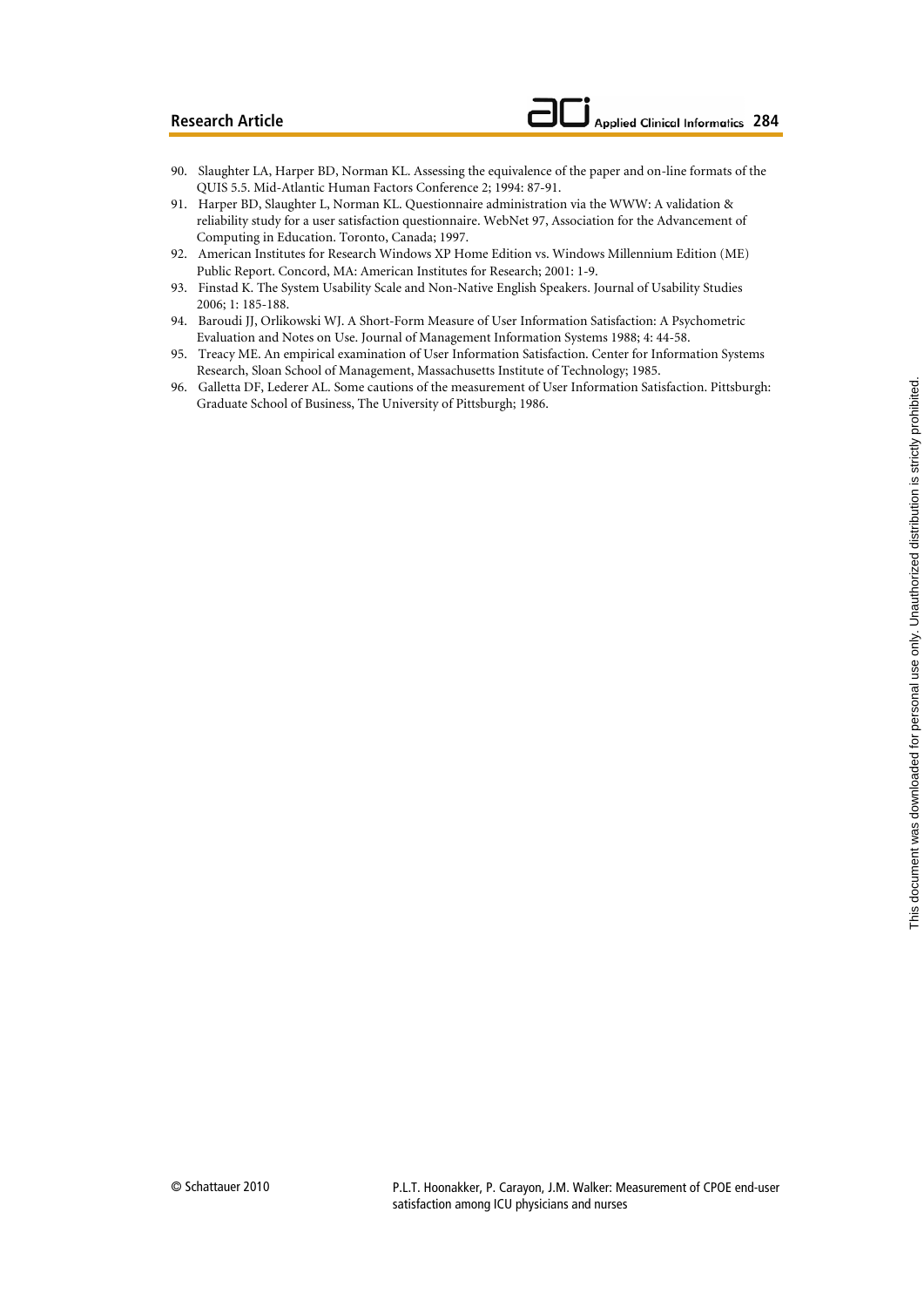90. Slaughter LA, Harper BD, Norman KL. Assessing the equivalence of the paper and on-line formats of the QUIS 5.5. Mid-Atlantic Human Factors Conference 2; 1994: 87-91.
91. Harper BD, Slaughter L, Norman KL. Questionnaire administration via the WWW: A validation & reliability study for a user satisfaction questionnaire. WebNet 97, Association for the Advancement of Computing in Education. Toronto, Canada; 1997.
92. American Institutes for Research Windows XP Home Edition vs. Windows Millennium Edition (ME) Public Report. Concord, MA: American Institutes for Research; 2001: 1-9.
93. Finstad K. The System Usability Scale and Non-Native English Speakers. Journal of Usability Studies 2006; 1: 185-188.
94. Baroudi JJ, Orlikowski WJ. A Short-Form Measure of User Information Satisfaction: A Psychometric Evaluation and Notes on Use. Journal of Management Information Systems 1988; 4: 44-58.
95. Treacy ME. An empirical examination of User Information Satisfaction. Center for Information Systems Research, Sloan School of Management, Massachusetts Institute of Technology; 1985.
96. Galletta DF, Lederer AL. Some cautions of the measurement of User Information Satisfaction. Pittsburgh: Graduate School of Business, The University of Pittsburgh; 1986.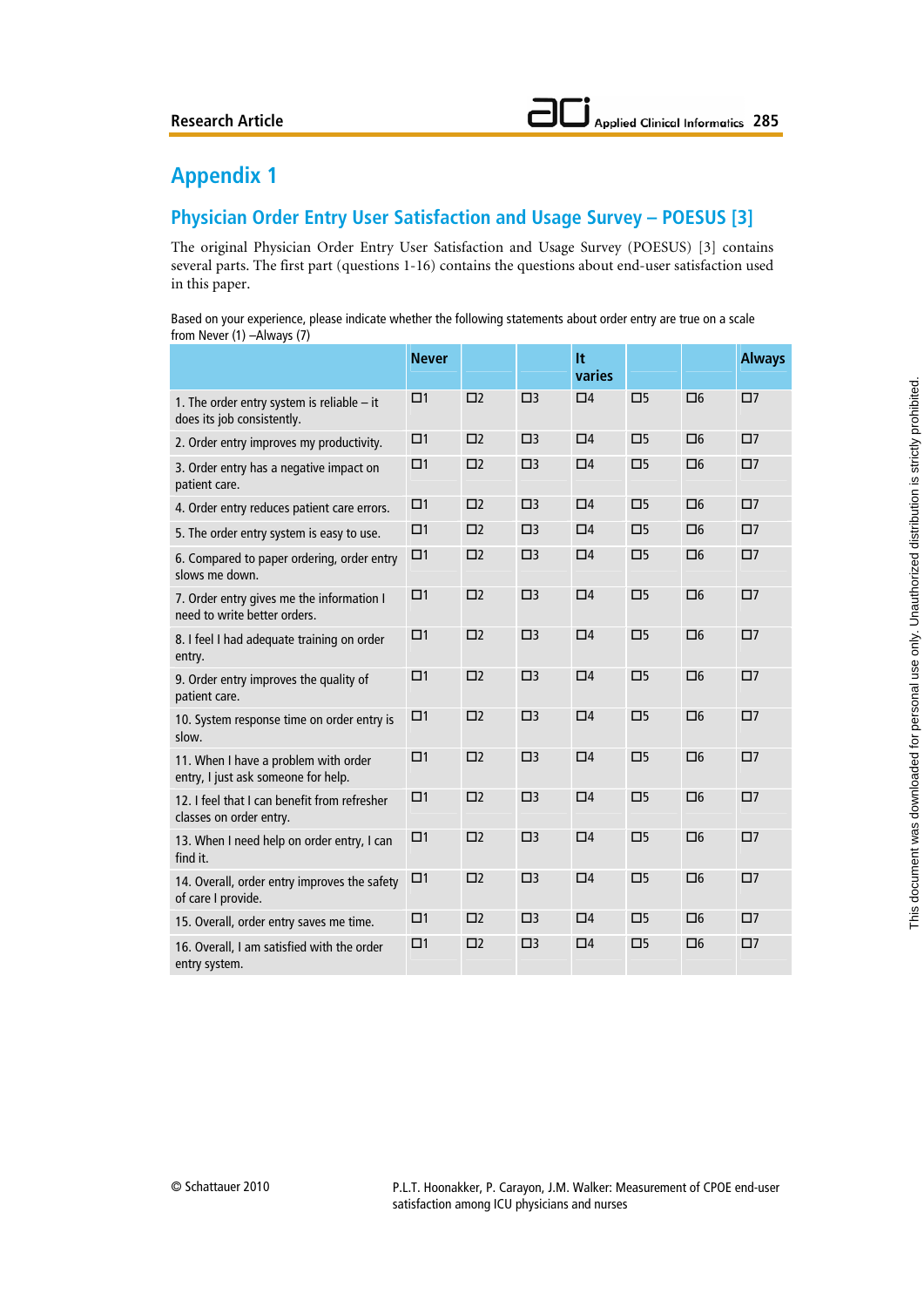# Appendix 1

## Physician Order Entry User Satisfaction and Usage Survey – POESUS [3]

The original Physician Order Entry User Satisfaction and Usage Survey (POESUS) [3] contains several parts. The first part (questions 1-16) contains the questions about end-user satisfaction used in this paper.

Based on your experience, please indicate whether the following statements about order entry are true on a scale from Never (1) –Always (7)

| | Never | | | It varies | | | Always |
|---|---|---|---|---|---|---|---|
| 1. The order entry system is reliable – it does its job consistently. | ☐1 | ☐2 | ☐3 | ☐4 | ☐5 | ☐6 | ☐7 |
| 2. Order entry improves my productivity. | ☐1 | ☐2 | ☐3 | ☐4 | ☐5 | ☐6 | ☐7 |
| 3. Order entry has a negative impact on patient care. | ☐1 | ☐2 | ☐3 | ☐4 | ☐5 | ☐6 | ☐7 |
| 4. Order entry reduces patient care errors. | ☐1 | ☐2 | ☐3 | ☐4 | ☐5 | ☐6 | ☐7 |
| 5. The order entry system is easy to use. | ☐1 | ☐2 | ☐3 | ☐4 | ☐5 | ☐6 | ☐7 |
| 6. Compared to paper ordering, order entry slows me down. | ☐1 | ☐2 | ☐3 | ☐4 | ☐5 | ☐6 | ☐7 |
| 7. Order entry gives me the information I need to write better orders. | ☐1 | ☐2 | ☐3 | ☐4 | ☐5 | ☐6 | ☐7 |
| 8. I feel I had adequate training on order entry. | ☐1 | ☐2 | ☐3 | ☐4 | ☐5 | ☐6 | ☐7 |
| 9. Order entry improves the quality of patient care. | ☐1 | ☐2 | ☐3 | ☐4 | ☐5 | ☐6 | ☐7 |
| 10. System response time on order entry is slow. | ☐1 | ☐2 | ☐3 | ☐4 | ☐5 | ☐6 | ☐7 |
| 11. When I have a problem with order entry, I just ask someone for help. | ☐1 | ☐2 | ☐3 | ☐4 | ☐5 | ☐6 | ☐7 |
| 12. I feel that I can benefit from refresher classes on order entry. | ☐1 | ☐2 | ☐3 | ☐4 | ☐5 | ☐6 | ☐7 |
| 13. When I need help on order entry, I can find it. | ☐1 | ☐2 | ☐3 | ☐4 | ☐5 | ☐6 | ☐7 |
| 14. Overall, order entry improves the safety of care I provide. | ☐1 | ☐2 | ☐3 | ☐4 | ☐5 | ☐6 | ☐7 |
| 15. Overall, order entry saves me time. | ☐1 | ☐2 | ☐3 | ☐4 | ☐5 | ☐6 | ☐7 |
| 16. Overall, I am satisfied with the order entry system. | ☐1 | ☐2 | ☐3 | ☐4 | ☐5 | ☐6 | ☐7 |